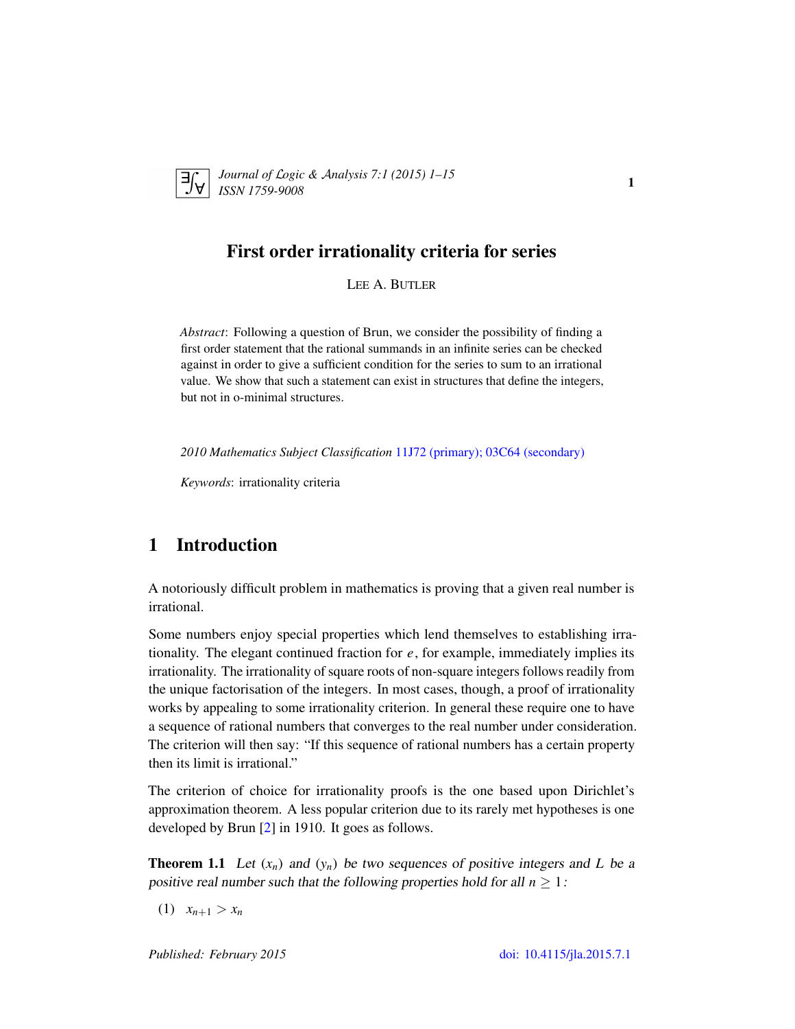# First order irrationality criteria for series

LEE A. BUTLER

*Abstract*: Following a question of Brun, we consider the possibility of finding a first order statement that the rational summands in an infinite series can be checked against in order to give a sufficient condition for the series to sum to an irrational value. We show that such a statement can exist in structures that define the integers, but not in o-minimal structures.

*2010 Mathematics Subject Classification* 11J72 (primary); 03C64 (secondary)

*Keywords*: irrationality criteria

## 1 Introduction

A notoriously difficult problem in mathematics is proving that a given real number is irrational.

Some numbers enjoy special properties which lend themselves to establishing irrationality. The elegant continued fraction for $e$, for example, immediately implies its irrationality. The irrationality of square roots of non-square integers follows readily from the unique factorisation of the integers. In most cases, though, a proof of irrationality works by appealing to some irrationality criterion. In general these require one to have a sequence of rational numbers that converges to the real number under consideration. The criterion will then say: "If this sequence of rational numbers has a certain property then its limit is irrational."

The criterion of choice for irrationality proofs is the one based upon Dirichlet's approximation theorem. A less popular criterion due to its rarely met hypotheses is one developed by Brun [2] in 1910. It goes as follows.

**Theorem 1.1** *Let $(x_n)$ and $(y_n)$ be two sequences of positive integers and $L$ be a positive real number such that the following properties hold for all $n \geq 1$:*

(1) $x_{n+1} > x_n$

Published: February 2015

doi: 10.4115/jla.2015.7.1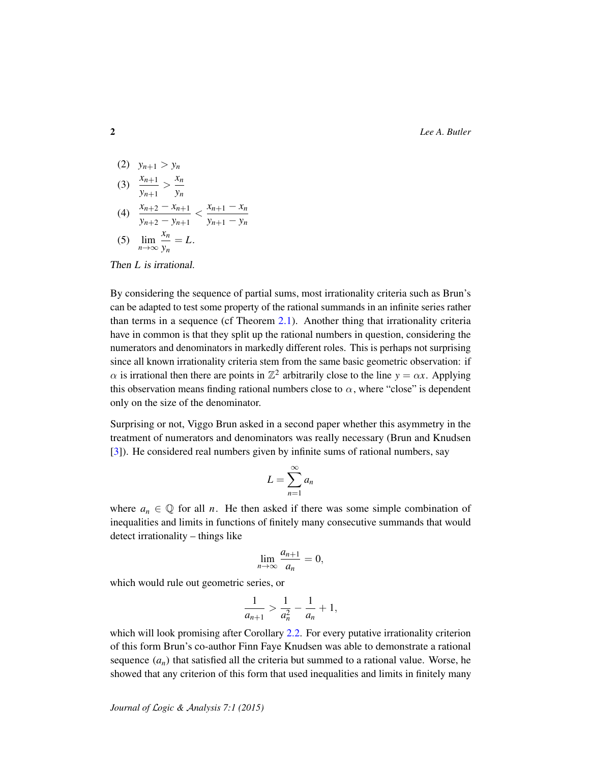(2) $y_{n+1} > y_n$

(3) $\dfrac{x_{n+1}}{y_{n+1}} > \dfrac{x_n}{y_n}$

(4) $\dfrac{x_{n+2} - x_{n+1}}{y_{n+2} - y_{n+1}} < \dfrac{x_{n+1} - x_n}{y_{n+1} - y_n}$

(5) $\lim_{n\to\infty} \dfrac{x_n}{y_n} = L.$

*Then $L$ is irrational.*

By considering the sequence of partial sums, most irrationality criteria such as Brun's can be adapted to test some property of the rational summands in an infinite series rather than terms in a sequence (cf Theorem 2.1). Another thing that irrationality criteria have in common is that they split up the rational numbers in question, considering the numerators and denominators in markedly different roles. This is perhaps not surprising since all known irrationality criteria stem from the same basic geometric observation: if $\alpha$ is irrational then there are points in $\mathbb{Z}^2$ arbitrarily close to the line $y = \alpha x$. Applying this observation means finding rational numbers close to $\alpha$, where "close" is dependent only on the size of the denominator.

Surprising or not, Viggo Brun asked in a second paper whether this asymmetry in the treatment of numerators and denominators was really necessary (Brun and Knudsen [3]). He considered real numbers given by infinite sums of rational numbers, say

$$L = \sum_{n=1}^{\infty} a_n$$

where $a_n \in \mathbb{Q}$ for all $n$. He then asked if there was some simple combination of inequalities and limits in functions of finitely many consecutive summands that would detect irrationality – things like

$$\lim_{n\to\infty} \frac{a_{n+1}}{a_n} = 0,$$

which would rule out geometric series, or

$$\frac{1}{a_{n+1}} > \frac{1}{a_n^2} - \frac{1}{a_n} + 1,$$

which will look promising after Corollary 2.2. For every putative irrationality criterion of this form Brun's co-author Finn Faye Knudsen was able to demonstrate a rational sequence $(a_n)$ that satisfied all the criteria but summed to a rational value. Worse, he showed that any criterion of this form that used inequalities and limits in finitely many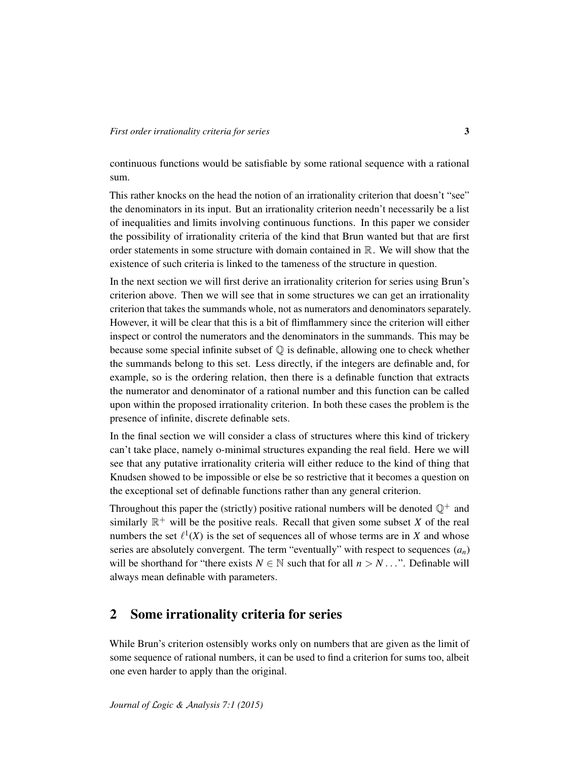continuous functions would be satisfiable by some rational sequence with a rational sum.

This rather knocks on the head the notion of an irrationality criterion that doesn't "see" the denominators in its input. But an irrationality criterion needn't necessarily be a list of inequalities and limits involving continuous functions. In this paper we consider the possibility of irrationality criteria of the kind that Brun wanted but that are first order statements in some structure with domain contained in $\mathbb{R}$. We will show that the existence of such criteria is linked to the tameness of the structure in question.

In the next section we will first derive an irrationality criterion for series using Brun's criterion above. Then we will see that in some structures we can get an irrationality criterion that takes the summands whole, not as numerators and denominators separately. However, it will be clear that this is a bit of flimflammery since the criterion will either inspect or control the numerators and the denominators in the summands. This may be because some special infinite subset of $\mathbb{Q}$ is definable, allowing one to check whether the summands belong to this set. Less directly, if the integers are definable and, for example, so is the ordering relation, then there is a definable function that extracts the numerator and denominator of a rational number and this function can be called upon within the proposed irrationality criterion. In both these cases the problem is the presence of infinite, discrete definable sets.

In the final section we will consider a class of structures where this kind of trickery can't take place, namely o-minimal structures expanding the real field. Here we will see that any putative irrationality criteria will either reduce to the kind of thing that Knudsen showed to be impossible or else be so restrictive that it becomes a question on the exceptional set of definable functions rather than any general criterion.

Throughout this paper the (strictly) positive rational numbers will be denoted $\mathbb{Q}^+$ and similarly $\mathbb{R}^+$ will be the positive reals. Recall that given some subset $X$ of the real numbers the set $\ell^1(X)$ is the set of sequences all of whose terms are in $X$ and whose series are absolutely convergent. The term "eventually" with respect to sequences $(a_n)$ will be shorthand for "there exists $N \in \mathbb{N}$ such that for all $n > N \ldots$". Definable will always mean definable with parameters.

## 2 Some irrationality criteria for series

While Brun's criterion ostensibly works only on numbers that are given as the limit of some sequence of rational numbers, it can be used to find a criterion for sums too, albeit one even harder to apply than the original.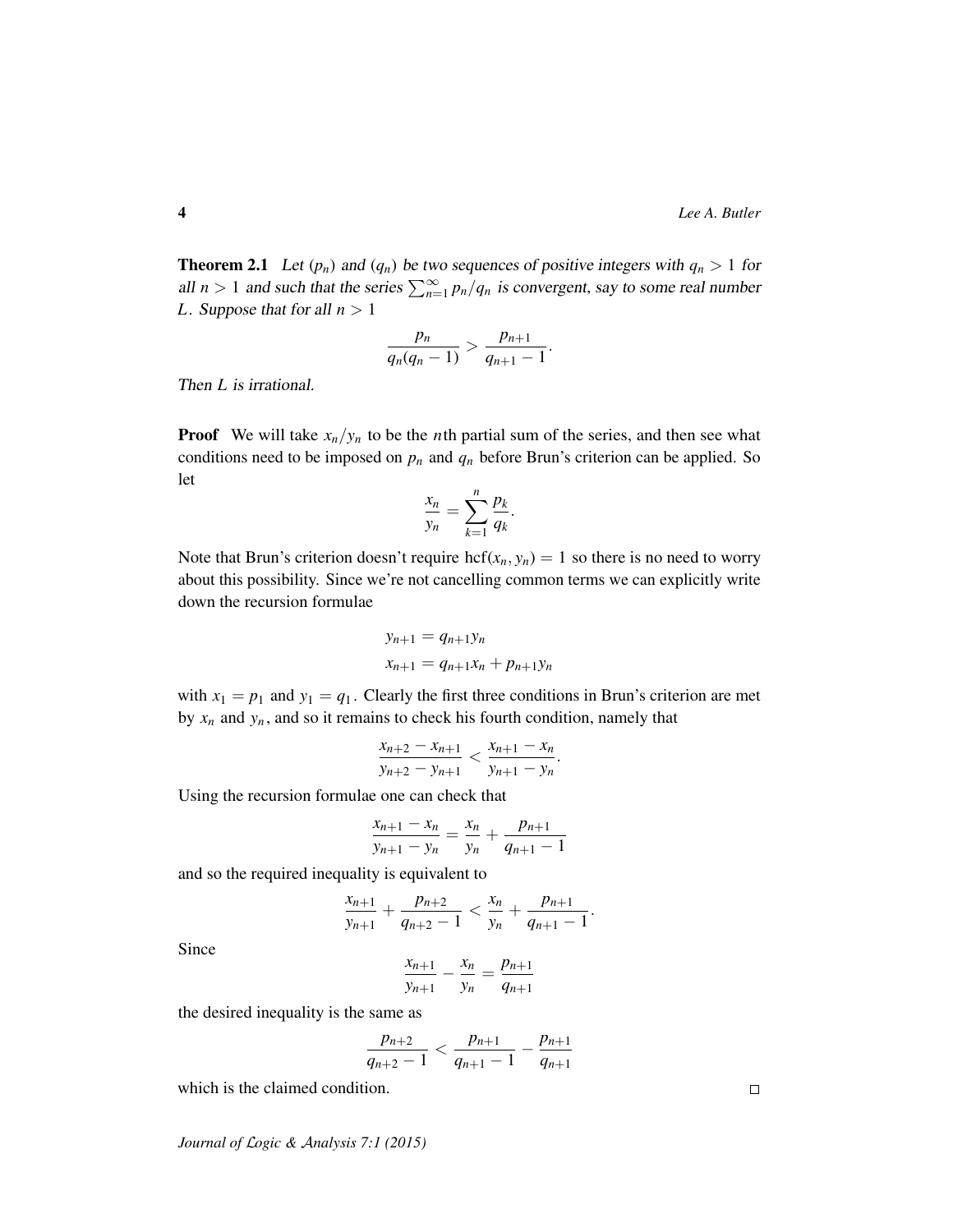**Theorem 2.1** *Let $(p_n)$ and $(q_n)$ be two sequences of positive integers with $q_n > 1$ for all $n > 1$ and such that the series $\sum_{n=1}^{\infty} p_n/q_n$ is convergent, say to some real number $L$. Suppose that for all $n > 1$*

$$\frac{p_n}{q_n(q_n-1)} > \frac{p_{n+1}}{q_{n+1}-1}.$$

*Then $L$ is irrational.*

**Proof** We will take $x_n/y_n$ to be the $n$th partial sum of the series, and then see what conditions need to be imposed on $p_n$ and $q_n$ before Brun's criterion can be applied. So let

$$\frac{x_n}{y_n} = \sum_{k=1}^{n} \frac{p_k}{q_k}.$$

Note that Brun's criterion doesn't require $\mathrm{hcf}(x_n, y_n) = 1$ so there is no need to worry about this possibility. Since we're not cancelling common terms we can explicitly write down the recursion formulae

$$\begin{aligned} y_{n+1} &= q_{n+1} y_n \\ x_{n+1} &= q_{n+1} x_n + p_{n+1} y_n \end{aligned}$$

with $x_1 = p_1$ and $y_1 = q_1$. Clearly the first three conditions in Brun's criterion are met by $x_n$ and $y_n$, and so it remains to check his fourth condition, namely that

$$\frac{x_{n+2} - x_{n+1}}{y_{n+2} - y_{n+1}} < \frac{x_{n+1} - x_n}{y_{n+1} - y_n}.$$

Using the recursion formulae one can check that

$$\frac{x_{n+1} - x_n}{y_{n+1} - y_n} = \frac{x_n}{y_n} + \frac{p_{n+1}}{q_{n+1} - 1}$$

and so the required inequality is equivalent to

$$\frac{x_{n+1}}{y_{n+1}} + \frac{p_{n+2}}{q_{n+2} - 1} < \frac{x_n}{y_n} + \frac{p_{n+1}}{q_{n+1} - 1}.$$

Since

$$\frac{x_{n+1}}{y_{n+1}} - \frac{x_n}{y_n} = \frac{p_{n+1}}{q_{n+1}}$$

the desired inequality is the same as

$$\frac{p_{n+2}}{q_{n+2} - 1} < \frac{p_{n+1}}{q_{n+1} - 1} - \frac{p_{n+1}}{q_{n+1}}$$

which is the claimed condition. □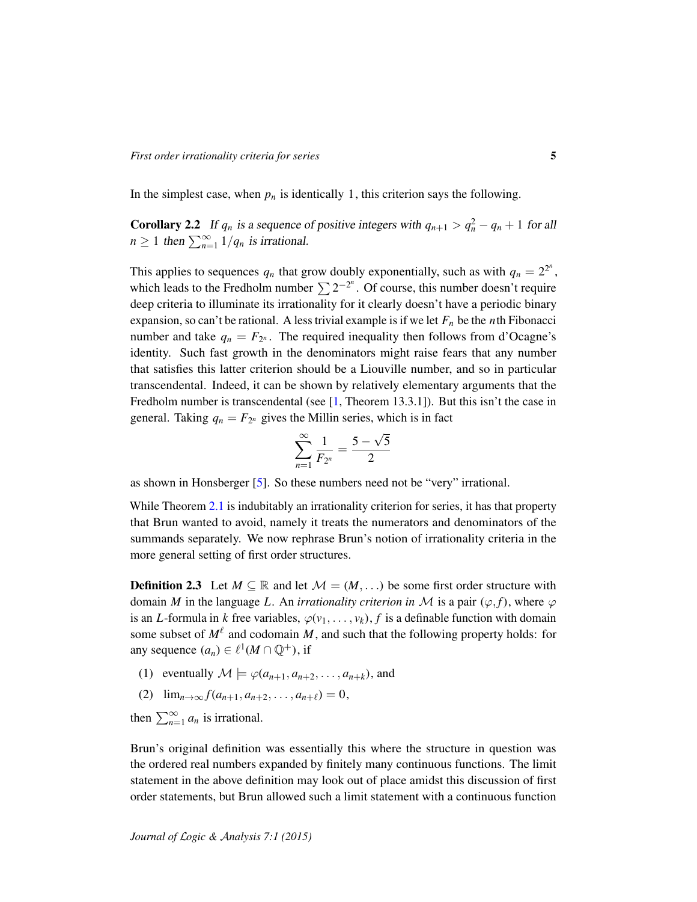In the simplest case, when $p_n$ is identically 1, this criterion says the following.

**Corollary 2.2** *If $q_n$ is a sequence of positive integers with $q_{n+1} > q_n^2 - q_n + 1$ for all $n \geq 1$ then $\sum_{n=1}^{\infty} 1/q_n$ is irrational.*

This applies to sequences $q_n$ that grow doubly exponentially, such as with $q_n = 2^{2^n}$, which leads to the Fredholm number $\sum 2^{-2^n}$. Of course, this number doesn't require deep criteria to illuminate its irrationality for it clearly doesn't have a periodic binary expansion, so can't be rational. A less trivial example is if we let $F_n$ be the $n$th Fibonacci number and take $q_n = F_{2^n}$. The required inequality then follows from d'Ocagne's identity. Such fast growth in the denominators might raise fears that any number that satisfies this latter criterion should be a Liouville number, and so in particular transcendental. Indeed, it can be shown by relatively elementary arguments that the Fredholm number is transcendental (see [1, Theorem 13.3.1]). But this isn't the case in general. Taking $q_n = F_{2^n}$ gives the Millin series, which is in fact

$$\sum_{n=1}^{\infty} \frac{1}{F_{2^n}} = \frac{5 - \sqrt{5}}{2}$$

as shown in Honsberger [5]. So these numbers need not be "very" irrational.

While Theorem 2.1 is indubitably an irrationality criterion for series, it has that property that Brun wanted to avoid, namely it treats the numerators and denominators of the summands separately. We now rephrase Brun's notion of irrationality criteria in the more general setting of first order structures.

**Definition 2.3** Let $M \subseteq \mathbb{R}$ and let $\mathcal{M} = (M, \ldots)$ be some first order structure with domain $M$ in the language $L$. An *irrationality criterion in* $\mathcal{M}$ is a pair $(\varphi, f)$, where $\varphi$ is an $L$-formula in $k$ free variables, $\varphi(v_1, \ldots, v_k)$, $f$ is a definable function with domain some subset of $M^\ell$ and codomain $M$, and such that the following property holds: for any sequence $(a_n) \in \ell^1(M \cap \mathbb{Q}^+)$, if

(1) eventually $\mathcal{M} \models \varphi(a_{n+1}, a_{n+2}, \ldots, a_{n+k})$, and

(2) $\lim_{n\to\infty} f(a_{n+1}, a_{n+2}, \ldots, a_{n+\ell}) = 0$,

then $\sum_{n=1}^{\infty} a_n$ is irrational.

Brun's original definition was essentially this where the structure in question was the ordered real numbers expanded by finitely many continuous functions. The limit statement in the above definition may look out of place amidst this discussion of first order statements, but Brun allowed such a limit statement with a continuous function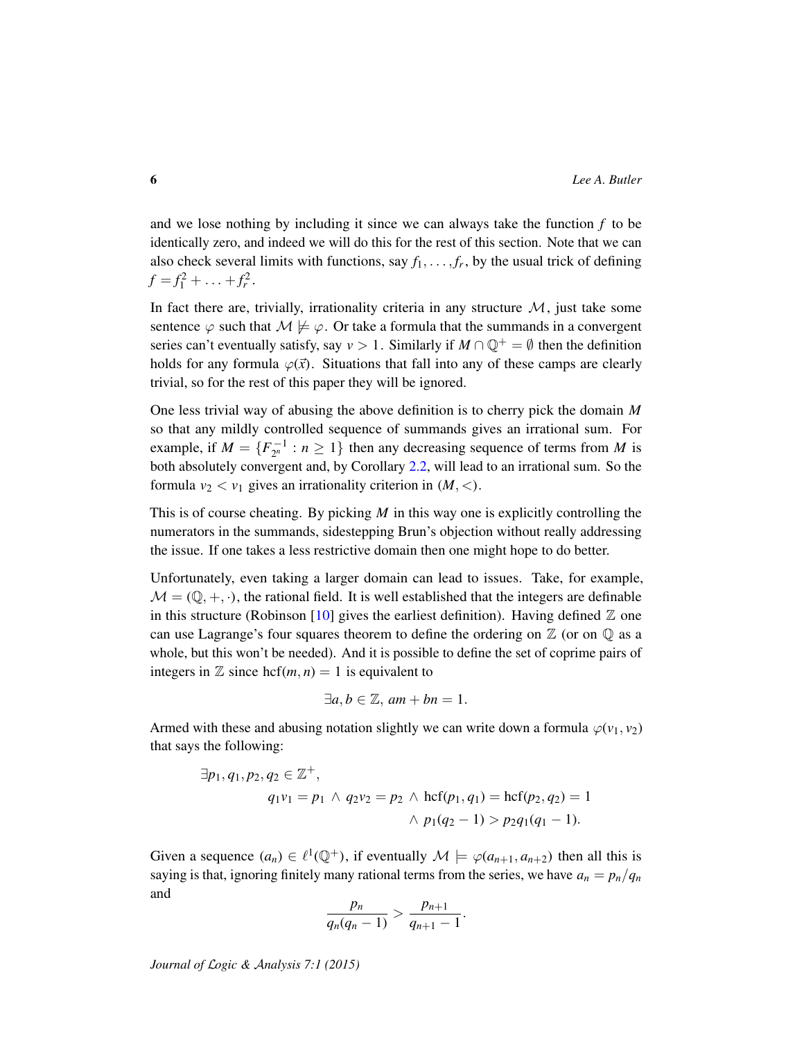and we lose nothing by including it since we can always take the function $f$ to be identically zero, and indeed we will do this for the rest of this section. Note that we can also check several limits with functions, say $f_1, \ldots, f_r$, by the usual trick of defining $f = f_1^2 + \ldots + f_r^2$.

In fact there are, trivially, irrationality criteria in any structure $\mathcal{M}$, just take some sentence $\varphi$ such that $\mathcal{M} \not\models \varphi$. Or take a formula that the summands in a convergent series can't eventually satisfy, say $v > 1$. Similarly if $M \cap \mathbb{Q}^+ = \emptyset$ then the definition holds for any formula $\varphi(\vec{x})$. Situations that fall into any of these camps are clearly trivial, so for the rest of this paper they will be ignored.

One less trivial way of abusing the above definition is to cherry pick the domain $M$ so that any mildly controlled sequence of summands gives an irrational sum. For example, if $M = \{F_{2^n}^{-1} : n \geq 1\}$ then any decreasing sequence of terms from $M$ is both absolutely convergent and, by Corollary 2.2, will lead to an irrational sum. So the formula $v_2 < v_1$ gives an irrationality criterion in $(M, <)$.

This is of course cheating. By picking $M$ in this way one is explicitly controlling the numerators in the summands, sidestepping Brun's objection without really addressing the issue. If one takes a less restrictive domain then one might hope to do better.

Unfortunately, even taking a larger domain can lead to issues. Take, for example, $\mathcal{M} = (\mathbb{Q}, +, \cdot)$, the rational field. It is well established that the integers are definable in this structure (Robinson [10] gives the earliest definition). Having defined $\mathbb{Z}$ one can use Lagrange's four squares theorem to define the ordering on $\mathbb{Z}$ (or on $\mathbb{Q}$ as a whole, but this won't be needed). And it is possible to define the set of coprime pairs of integers in $\mathbb{Z}$ since $\text{hcf}(m, n) = 1$ is equivalent to

$$\exists a, b \in \mathbb{Z},\ am + bn = 1.$$

Armed with these and abusing notation slightly we can write down a formula $\varphi(v_1, v_2)$ that says the following:

$$\begin{aligned}\exists p_1, q_1, p_2, q_2 \in \mathbb{Z}^+,\\ &q_1 v_1 = p_1 \wedge q_2 v_2 = p_2 \wedge \text{hcf}(p_1, q_1) = \text{hcf}(p_2, q_2) = 1\\ &\qquad\qquad \wedge\ p_1(q_2 - 1) > p_2 q_1 (q_1 - 1).\end{aligned}$$

Given a sequence $(a_n) \in \ell^1(\mathbb{Q}^+)$, if eventually $\mathcal{M} \models \varphi(a_{n+1}, a_{n+2})$ then all this is saying is that, ignoring finitely many rational terms from the series, we have $a_n = p_n/q_n$ and

$$\frac{p_n}{q_n(q_n - 1)} > \frac{p_{n+1}}{q_{n+1} - 1}.$$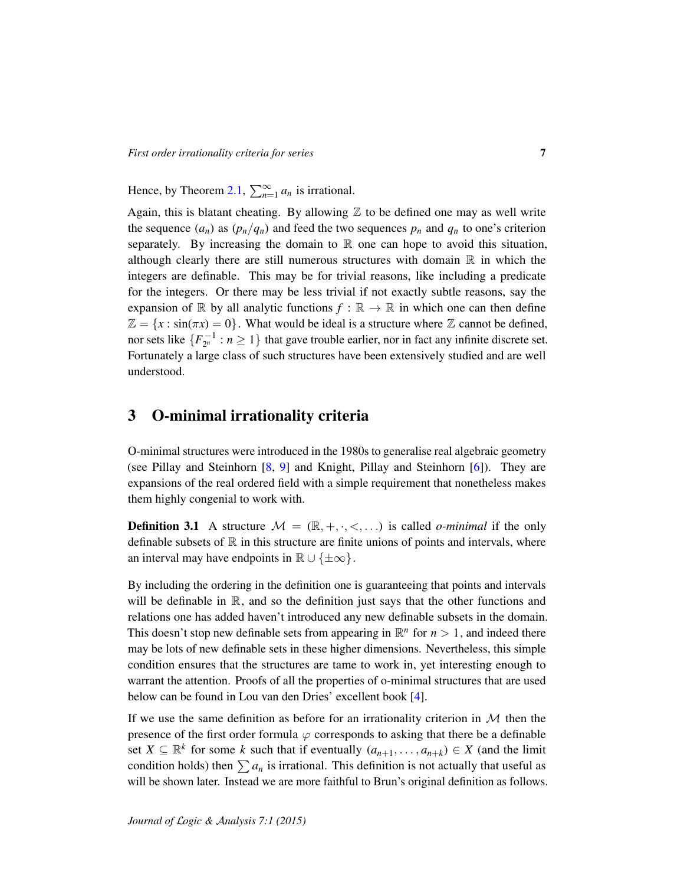Hence, by Theorem 2.1, $\sum_{n=1}^{\infty} a_n$ is irrational.

Again, this is blatant cheating. By allowing $\mathbb{Z}$ to be defined one may as well write the sequence $(a_n)$ as $(p_n/q_n)$ and feed the two sequences $p_n$ and $q_n$ to one's criterion separately. By increasing the domain to $\mathbb{R}$ one can hope to avoid this situation, although clearly there are still numerous structures with domain $\mathbb{R}$ in which the integers are definable. This may be for trivial reasons, like including a predicate for the integers. Or there may be less trivial if not exactly subtle reasons, say the expansion of $\mathbb{R}$ by all analytic functions $f : \mathbb{R} \to \mathbb{R}$ in which one can then define $\mathbb{Z} = \{x : \sin(\pi x) = 0\}$. What would be ideal is a structure where $\mathbb{Z}$ cannot be defined, nor sets like $\{F_{2^n}^{-1} : n \geq 1\}$ that gave trouble earlier, nor in fact any infinite discrete set. Fortunately a large class of such structures have been extensively studied and are well understood.

## 3 O-minimal irrationality criteria

O-minimal structures were introduced in the 1980s to generalise real algebraic geometry (see Pillay and Steinhorn [8, 9] and Knight, Pillay and Steinhorn [6]). They are expansions of the real ordered field with a simple requirement that nonetheless makes them highly congenial to work with.

**Definition 3.1** A structure $\mathcal{M} = (\mathbb{R}, +, \cdot, <, \ldots)$ is called *o-minimal* if the only definable subsets of $\mathbb{R}$ in this structure are finite unions of points and intervals, where an interval may have endpoints in $\mathbb{R} \cup \{\pm\infty\}$.

By including the ordering in the definition one is guaranteeing that points and intervals will be definable in $\mathbb{R}$, and so the definition just says that the other functions and relations one has added haven't introduced any new definable subsets in the domain. This doesn't stop new definable sets from appearing in $\mathbb{R}^n$ for $n > 1$, and indeed there may be lots of new definable sets in these higher dimensions. Nevertheless, this simple condition ensures that the structures are tame to work in, yet interesting enough to warrant the attention. Proofs of all the properties of o-minimal structures that are used below can be found in Lou van den Dries' excellent book [4].

If we use the same definition as before for an irrationality criterion in $\mathcal{M}$ then the presence of the first order formula $\varphi$ corresponds to asking that there be a definable set $X \subseteq \mathbb{R}^k$ for some $k$ such that if eventually $(a_{n+1}, \ldots, a_{n+k}) \in X$ (and the limit condition holds) then $\sum a_n$ is irrational. This definition is not actually that useful as will be shown later. Instead we are more faithful to Brun's original definition as follows.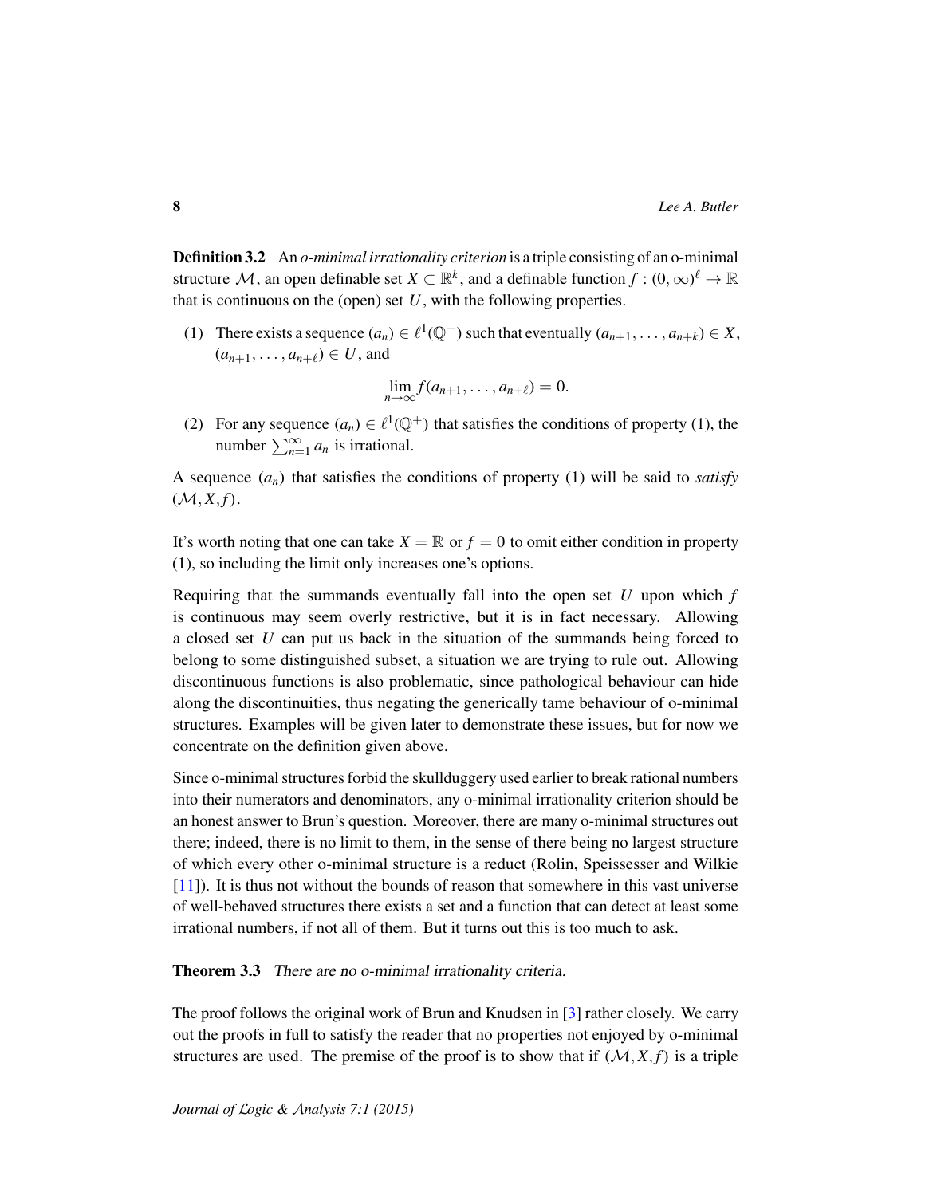**Definition 3.2** An *o-minimal irrationality criterion* is a triple consisting of an o-minimal structure $\mathcal{M}$, an open definable set $X \subset \mathbb{R}^k$, and a definable function $f : (0,\infty)^\ell \to \mathbb{R}$ that is continuous on the (open) set $U$, with the following properties.

(1) There exists a sequence $(a_n) \in \ell^1(\mathbb{Q}^+)$ such that eventually $(a_{n+1}, \ldots, a_{n+k}) \in X$, $(a_{n+1}, \ldots, a_{n+\ell}) \in U$, and

$$\lim_{n\to\infty} f(a_{n+1}, \ldots, a_{n+\ell}) = 0.$$

(2) For any sequence $(a_n) \in \ell^1(\mathbb{Q}^+)$ that satisfies the conditions of property (1), the number $\sum_{n=1}^{\infty} a_n$ is irrational.

A sequence $(a_n)$ that satisfies the conditions of property (1) will be said to *satisfy* $(\mathcal{M}, X, f)$.

It's worth noting that one can take $X = \mathbb{R}$ or $f = 0$ to omit either condition in property (1), so including the limit only increases one's options.

Requiring that the summands eventually fall into the open set $U$ upon which $f$ is continuous may seem overly restrictive, but it is in fact necessary. Allowing a closed set $U$ can put us back in the situation of the summands being forced to belong to some distinguished subset, a situation we are trying to rule out. Allowing discontinuous functions is also problematic, since pathological behaviour can hide along the discontinuities, thus negating the generically tame behaviour of o-minimal structures. Examples will be given later to demonstrate these issues, but for now we concentrate on the definition given above.

Since o-minimal structures forbid the skullduggery used earlier to break rational numbers into their numerators and denominators, any o-minimal irrationality criterion should be an honest answer to Brun's question. Moreover, there are many o-minimal structures out there; indeed, there is no limit to them, in the sense of there being no largest structure of which every other o-minimal structure is a reduct (Rolin, Speissesser and Wilkie [11]). It is thus not without the bounds of reason that somewhere in this vast universe of well-behaved structures there exists a set and a function that can detect at least some irrational numbers, if not all of them. But it turns out this is too much to ask.

**Theorem 3.3** *There are no o-minimal irrationality criteria.*

The proof follows the original work of Brun and Knudsen in [3] rather closely. We carry out the proofs in full to satisfy the reader that no properties not enjoyed by o-minimal structures are used. The premise of the proof is to show that if $(\mathcal{M}, X, f)$ is a triple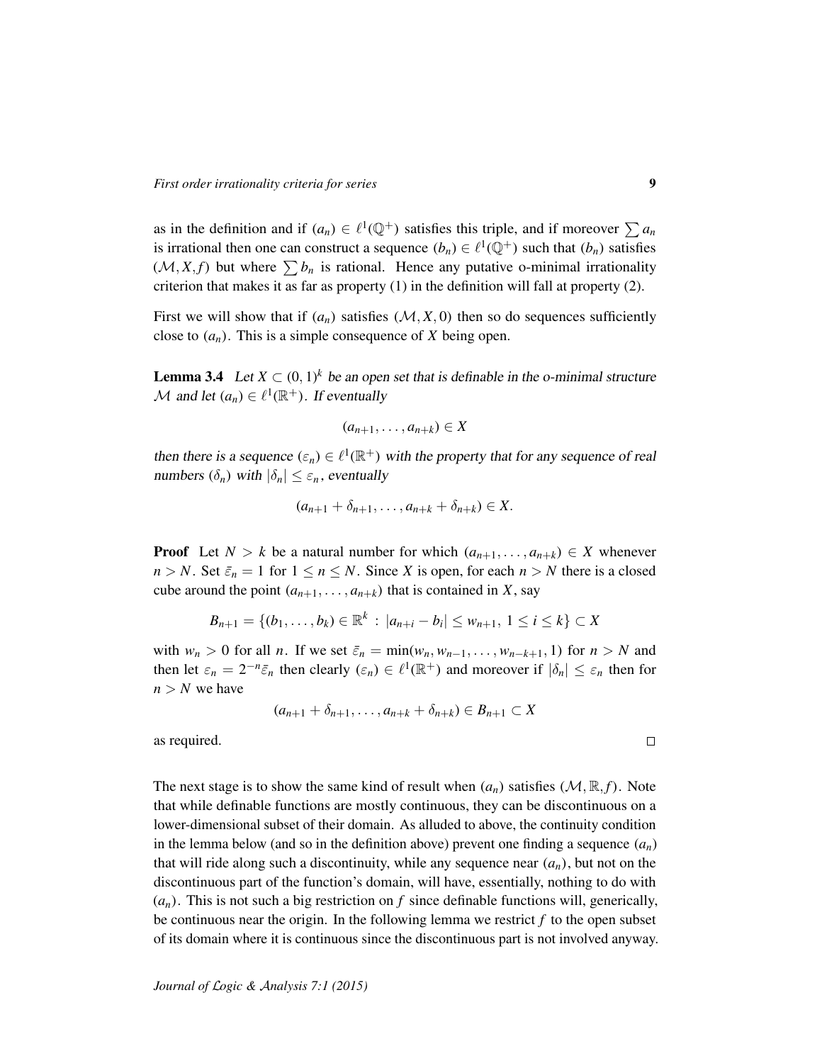as in the definition and if $(a_n) \in \ell^1(\mathbb{Q}^+)$ satisfies this triple, and if moreover $\sum a_n$ is irrational then one can construct a sequence $(b_n) \in \ell^1(\mathbb{Q}^+)$ such that $(b_n)$ satisfies $(\mathcal{M}, X, f)$ but where $\sum b_n$ is rational. Hence any putative o-minimal irrationality criterion that makes it as far as property (1) in the definition will fall at property (2).

First we will show that if $(a_n)$ satisfies $(\mathcal{M}, X, 0)$ then so do sequences sufficiently close to $(a_n)$. This is a simple consequence of $X$ being open.

**Lemma 3.4** *Let $X \subset (0,1)^k$ be an open set that is definable in the o-minimal structure $\mathcal{M}$ and let $(a_n) \in \ell^1(\mathbb{R}^+)$. If eventually*

$$(a_{n+1}, \ldots, a_{n+k}) \in X$$

*then there is a sequence $(\varepsilon_n) \in \ell^1(\mathbb{R}^+)$ with the property that for any sequence of real numbers $(\delta_n)$ with $|\delta_n| \leq \varepsilon_n$, eventually*

$$(a_{n+1} + \delta_{n+1}, \ldots, a_{n+k} + \delta_{n+k}) \in X.$$

**Proof** Let $N > k$ be a natural number for which $(a_{n+1}, \ldots, a_{n+k}) \in X$ whenever $n > N$. Set $\bar{\varepsilon}_n = 1$ for $1 \leq n \leq N$. Since $X$ is open, for each $n > N$ there is a closed cube around the point $(a_{n+1}, \ldots, a_{n+k})$ that is contained in $X$, say

$$B_{n+1} = \{(b_1, \ldots, b_k) \in \mathbb{R}^k \, : \, |a_{n+i} - b_i| \leq w_{n+1}, \, 1 \leq i \leq k\} \subset X$$

with $w_n > 0$ for all $n$. If we set $\bar{\varepsilon}_n = \min(w_n, w_{n-1}, \ldots, w_{n-k+1}, 1)$ for $n > N$ and then let $\varepsilon_n = 2^{-n}\bar{\varepsilon}_n$ then clearly $(\varepsilon_n) \in \ell^1(\mathbb{R}^+)$ and moreover if $|\delta_n| \leq \varepsilon_n$ then for $n > N$ we have

$$(a_{n+1} + \delta_{n+1}, \ldots, a_{n+k} + \delta_{n+k}) \in B_{n+1} \subset X$$

as required. $\square$

The next stage is to show the same kind of result when $(a_n)$ satisfies $(\mathcal{M}, \mathbb{R}, f)$. Note that while definable functions are mostly continuous, they can be discontinuous on a lower-dimensional subset of their domain. As alluded to above, the continuity condition in the lemma below (and so in the definition above) prevent one finding a sequence $(a_n)$ that will ride along such a discontinuity, while any sequence near $(a_n)$, but not on the discontinuous part of the function's domain, will have, essentially, nothing to do with $(a_n)$. This is not such a big restriction on $f$ since definable functions will, generically, be continuous near the origin. In the following lemma we restrict $f$ to the open subset of its domain where it is continuous since the discontinuous part is not involved anyway.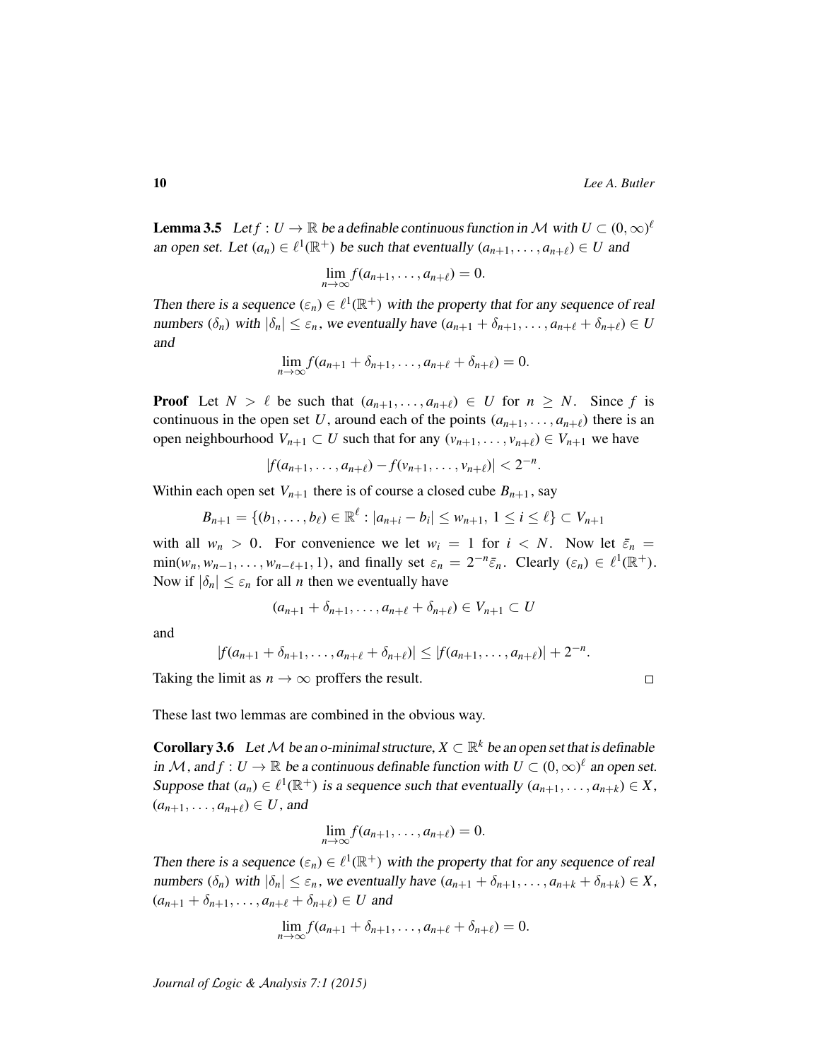**Lemma 3.5** *Let $f : U \to \mathbb{R}$ be a definable continuous function in $\mathcal{M}$ with $U \subset (0,\infty)^\ell$ an open set. Let $(a_n) \in \ell^1(\mathbb{R}^+)$ be such that eventually $(a_{n+1}, \ldots, a_{n+\ell}) \in U$ and*

$$\lim_{n\to\infty} f(a_{n+1}, \ldots, a_{n+\ell}) = 0.$$

*Then there is a sequence $(\varepsilon_n) \in \ell^1(\mathbb{R}^+)$ with the property that for any sequence of real numbers $(\delta_n)$ with $|\delta_n| \leq \varepsilon_n$, we eventually have $(a_{n+1} + \delta_{n+1}, \ldots, a_{n+\ell} + \delta_{n+\ell}) \in U$ and*

$$\lim_{n\to\infty} f(a_{n+1} + \delta_{n+1}, \ldots, a_{n+\ell} + \delta_{n+\ell}) = 0.$$

**Proof** Let $N > \ell$ be such that $(a_{n+1}, \ldots, a_{n+\ell}) \in U$ for $n \geq N$. Since $f$ is continuous in the open set $U$, around each of the points $(a_{n+1}, \ldots, a_{n+\ell})$ there is an open neighbourhood $V_{n+1} \subset U$ such that for any $(v_{n+1}, \ldots, v_{n+\ell}) \in V_{n+1}$ we have

$$|f(a_{n+1}, \ldots, a_{n+\ell}) - f(v_{n+1}, \ldots, v_{n+\ell})| < 2^{-n}.$$

Within each open set $V_{n+1}$ there is of course a closed cube $B_{n+1}$, say

$$B_{n+1} = \{(b_1, \ldots, b_\ell) \in \mathbb{R}^\ell : |a_{n+i} - b_i| \leq w_{n+1},\ 1 \leq i \leq \ell\} \subset V_{n+1}$$

with all $w_n > 0$. For convenience we let $w_i = 1$ for $i < N$. Now let $\bar{\varepsilon}_n = \min(w_n, w_{n-1}, \ldots, w_{n-\ell+1}, 1)$, and finally set $\varepsilon_n = 2^{-n}\bar{\varepsilon}_n$. Clearly $(\varepsilon_n) \in \ell^1(\mathbb{R}^+)$. Now if $|\delta_n| \leq \varepsilon_n$ for all $n$ then we eventually have

$$(a_{n+1} + \delta_{n+1}, \ldots, a_{n+\ell} + \delta_{n+\ell}) \in V_{n+1} \subset U$$

and

$$|f(a_{n+1} + \delta_{n+1}, \ldots, a_{n+\ell} + \delta_{n+\ell})| \leq |f(a_{n+1}, \ldots, a_{n+\ell})| + 2^{-n}.$$

Taking the limit as $n \to \infty$ proffers the result. $\square$

These last two lemmas are combined in the obvious way.

**Corollary 3.6** *Let $\mathcal{M}$ be an o-minimal structure, $X \subset \mathbb{R}^k$ be an open set that is definable in $\mathcal{M}$, and $f : U \to \mathbb{R}$ be a continuous definable function with $U \subset (0,\infty)^\ell$ an open set. Suppose that $(a_n) \in \ell^1(\mathbb{R}^+)$ is a sequence such that eventually $(a_{n+1}, \ldots, a_{n+k}) \in X$, $(a_{n+1}, \ldots, a_{n+\ell}) \in U$, and*

$$\lim_{n\to\infty} f(a_{n+1}, \ldots, a_{n+\ell}) = 0.$$

*Then there is a sequence $(\varepsilon_n) \in \ell^1(\mathbb{R}^+)$ with the property that for any sequence of real numbers $(\delta_n)$ with $|\delta_n| \leq \varepsilon_n$, we eventually have $(a_{n+1} + \delta_{n+1}, \ldots, a_{n+k} + \delta_{n+k}) \in X$, $(a_{n+1} + \delta_{n+1}, \ldots, a_{n+\ell} + \delta_{n+\ell}) \in U$ and*

$$\lim_{n\to\infty} f(a_{n+1} + \delta_{n+1}, \ldots, a_{n+\ell} + \delta_{n+\ell}) = 0.$$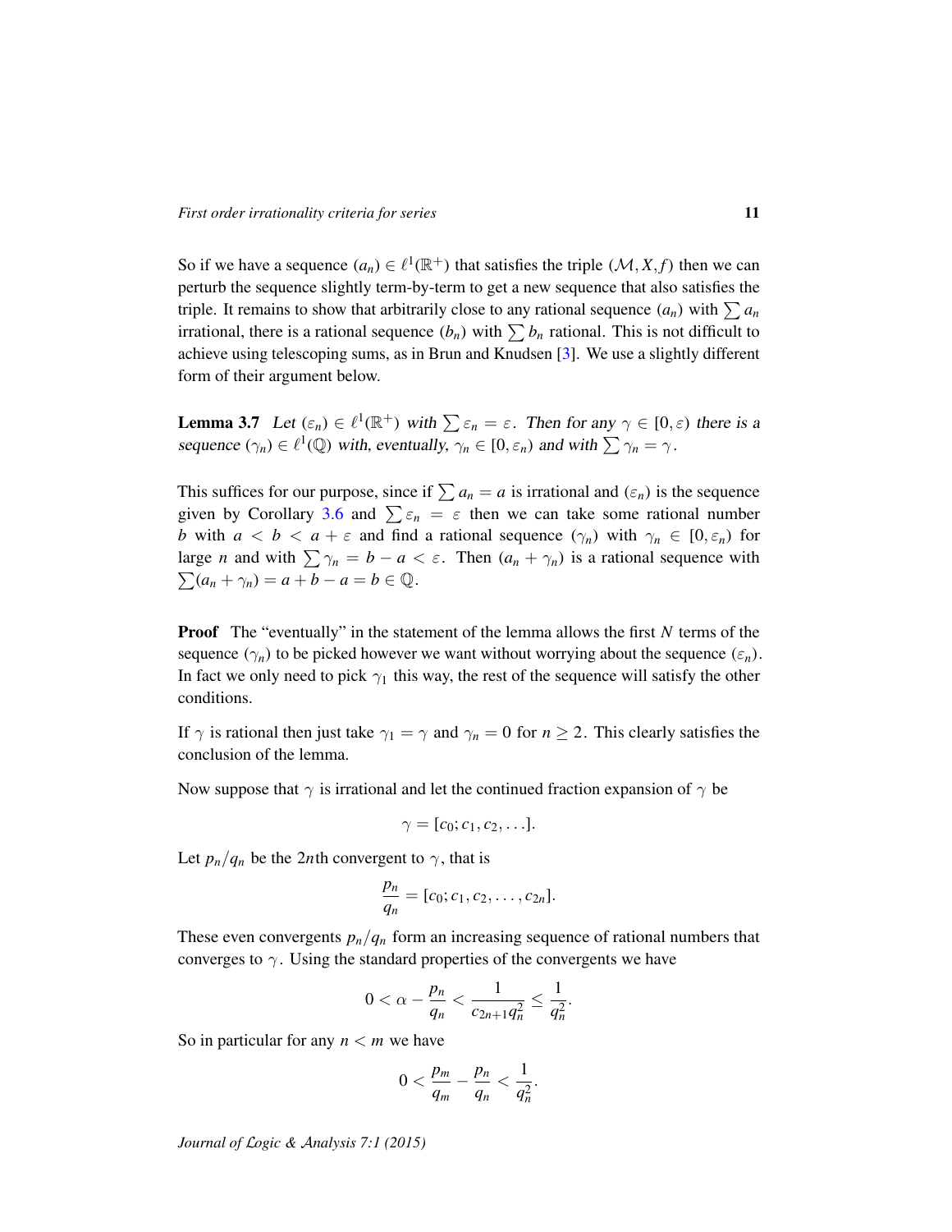So if we have a sequence $(a_n) \in \ell^1(\mathbb{R}^+)$ that satisfies the triple $(\mathcal{M}, X, f)$ then we can perturb the sequence slightly term-by-term to get a new sequence that also satisfies the triple. It remains to show that arbitrarily close to any rational sequence $(a_n)$ with $\sum a_n$ irrational, there is a rational sequence $(b_n)$ with $\sum b_n$ rational. This is not difficult to achieve using telescoping sums, as in Brun and Knudsen [3]. We use a slightly different form of their argument below.

**Lemma 3.7** *Let $(\varepsilon_n) \in \ell^1(\mathbb{R}^+)$ with $\sum \varepsilon_n = \varepsilon$. Then for any $\gamma \in [0, \varepsilon)$ there is a sequence $(\gamma_n) \in \ell^1(\mathbb{Q})$ with, eventually, $\gamma_n \in [0, \varepsilon_n)$ and with $\sum \gamma_n = \gamma$.*

This suffices for our purpose, since if $\sum a_n = a$ is irrational and $(\varepsilon_n)$ is the sequence given by Corollary 3.6 and $\sum \varepsilon_n = \varepsilon$ then we can take some rational number $b$ with $a < b < a + \varepsilon$ and find a rational sequence $(\gamma_n)$ with $\gamma_n \in [0, \varepsilon_n)$ for large $n$ and with $\sum \gamma_n = b - a < \varepsilon$. Then $(a_n + \gamma_n)$ is a rational sequence with $\sum (a_n + \gamma_n) = a + b - a = b \in \mathbb{Q}$.

**Proof** The "eventually" in the statement of the lemma allows the first $N$ terms of the sequence $(\gamma_n)$ to be picked however we want without worrying about the sequence $(\varepsilon_n)$. In fact we only need to pick $\gamma_1$ this way, the rest of the sequence will satisfy the other conditions.

If $\gamma$ is rational then just take $\gamma_1 = \gamma$ and $\gamma_n = 0$ for $n \geq 2$. This clearly satisfies the conclusion of the lemma.

Now suppose that $\gamma$ is irrational and let the continued fraction expansion of $\gamma$ be

$$\gamma = [c_0; c_1, c_2, \ldots].$$

Let $p_n/q_n$ be the $2n$th convergent to $\gamma$, that is

$$\frac{p_n}{q_n} = [c_0; c_1, c_2, \ldots, c_{2n}].$$

These even convergents $p_n/q_n$ form an increasing sequence of rational numbers that converges to $\gamma$. Using the standard properties of the convergents we have

$$0 < \alpha - \frac{p_n}{q_n} < \frac{1}{c_{2n+1} q_n^2} \leq \frac{1}{q_n^2}.$$

So in particular for any $n < m$ we have

$$0 < \frac{p_m}{q_m} - \frac{p_n}{q_n} < \frac{1}{q_n^2}.$$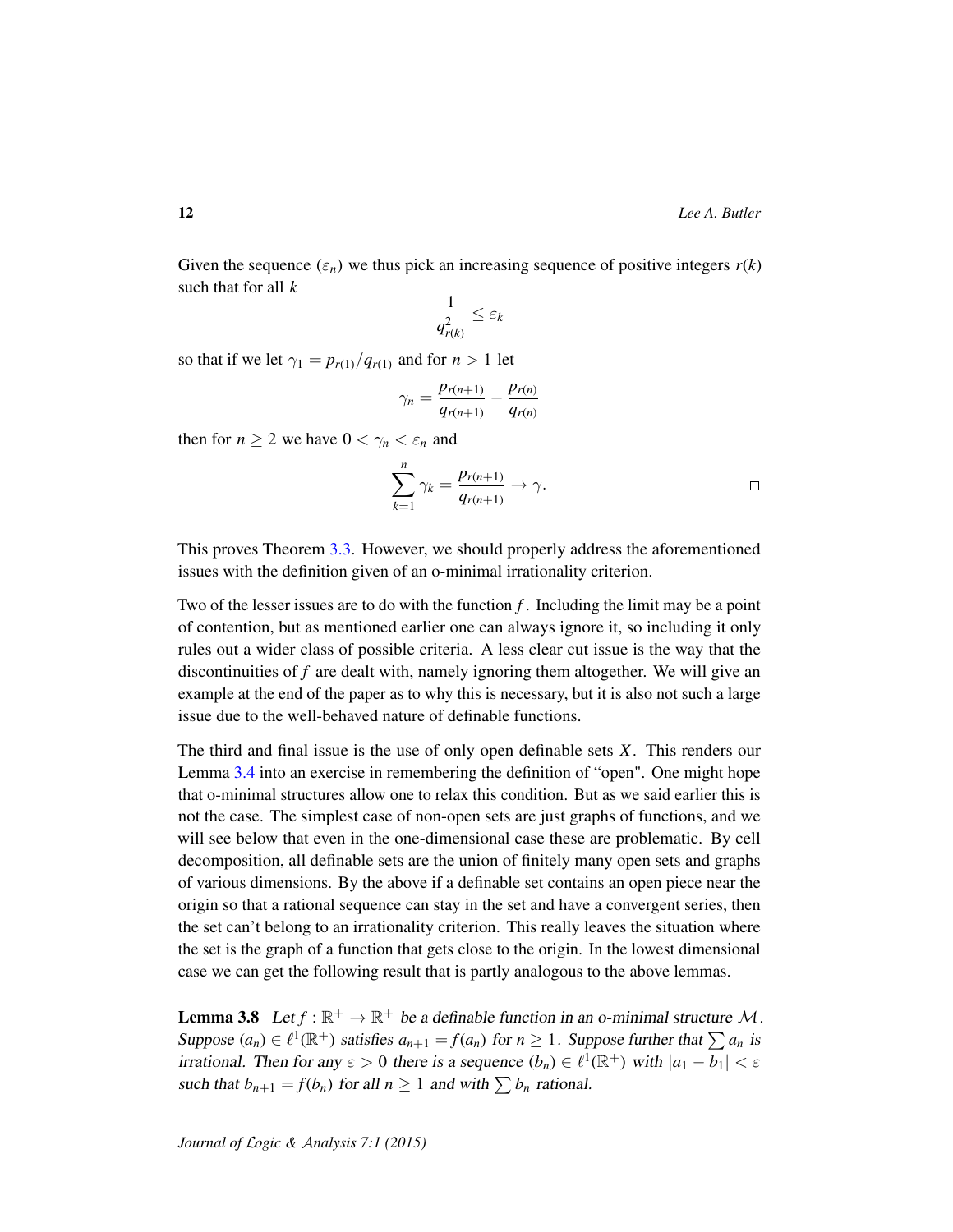Given the sequence $(\varepsilon_n)$ we thus pick an increasing sequence of positive integers $r(k)$ such that for all $k$

$$\frac{1}{q_{r(k)}^2} \leq \varepsilon_k$$

so that if we let $\gamma_1 = p_{r(1)}/q_{r(1)}$ and for $n > 1$ let

$$\gamma_n = \frac{p_{r(n+1)}}{q_{r(n+1)}} - \frac{p_{r(n)}}{q_{r(n)}}$$

then for $n \geq 2$ we have $0 < \gamma_n < \varepsilon_n$ and

$$\sum_{k=1}^{n} \gamma_k = \frac{p_{r(n+1)}}{q_{r(n+1)}} \to \gamma. \qquad \square$$

This proves Theorem 3.3. However, we should properly address the aforementioned issues with the definition given of an o-minimal irrationality criterion.

Two of the lesser issues are to do with the function $f$. Including the limit may be a point of contention, but as mentioned earlier one can always ignore it, so including it only rules out a wider class of possible criteria. A less clear cut issue is the way that the discontinuities of $f$ are dealt with, namely ignoring them altogether. We will give an example at the end of the paper as to why this is necessary, but it is also not such a large issue due to the well-behaved nature of definable functions.

The third and final issue is the use of only open definable sets $X$. This renders our Lemma 3.4 into an exercise in remembering the definition of "open". One might hope that o-minimal structures allow one to relax this condition. But as we said earlier this is not the case. The simplest case of non-open sets are just graphs of functions, and we will see below that even in the one-dimensional case these are problematic. By cell decomposition, all definable sets are the union of finitely many open sets and graphs of various dimensions. By the above if a definable set contains an open piece near the origin so that a rational sequence can stay in the set and have a convergent series, then the set can't belong to an irrationality criterion. This really leaves the situation where the set is the graph of a function that gets close to the origin. In the lowest dimensional case we can get the following result that is partly analogous to the above lemmas.

**Lemma 3.8** *Let $f : \mathbb{R}^+ \to \mathbb{R}^+$ be a definable function in an o-minimal structure $\mathcal{M}$. Suppose $(a_n) \in \ell^1(\mathbb{R}^+)$ satisfies $a_{n+1} = f(a_n)$ for $n \geq 1$. Suppose further that $\sum a_n$ is irrational. Then for any $\varepsilon > 0$ there is a sequence $(b_n) \in \ell^1(\mathbb{R}^+)$ with $|a_1 - b_1| < \varepsilon$ such that $b_{n+1} = f(b_n)$ for all $n \geq 1$ and with $\sum b_n$ rational.*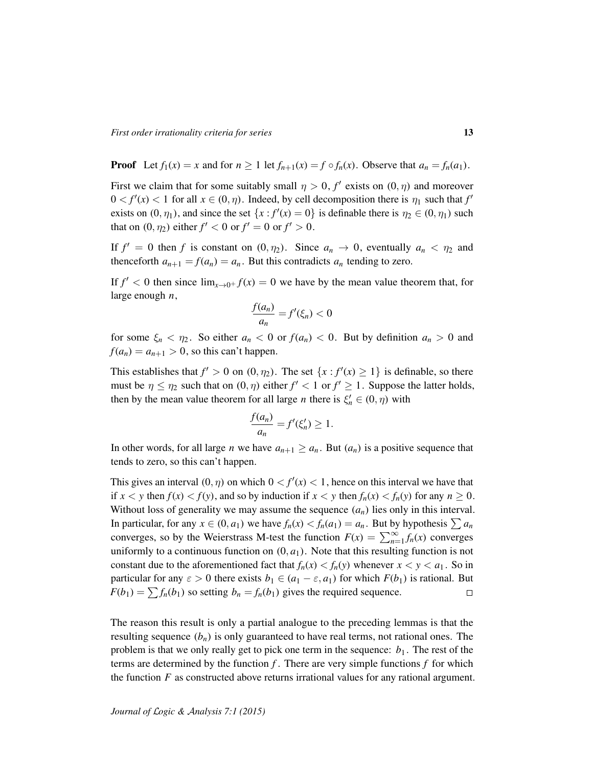**Proof** Let $f_1(x) = x$ and for $n \geq 1$ let $f_{n+1}(x) = f \circ f_n(x)$. Observe that $a_n = f_n(a_1)$.

First we claim that for some suitably small $\eta > 0$, $f'$ exists on $(0, \eta)$ and moreover $0 < f'(x) < 1$ for all $x \in (0, \eta)$. Indeed, by cell decomposition there is $\eta_1$ such that $f'$ exists on $(0, \eta_1)$, and since the set $\{x : f'(x) = 0\}$ is definable there is $\eta_2 \in (0, \eta_1)$ such that on $(0, \eta_2)$ either $f' < 0$ or $f' = 0$ or $f' > 0$.

If $f' = 0$ then $f$ is constant on $(0, \eta_2)$. Since $a_n \to 0$, eventually $a_n < \eta_2$ and thenceforth $a_{n+1} = f(a_n) = a_n$. But this contradicts $a_n$ tending to zero.

If $f' < 0$ then since $\lim_{x \to 0^+} f(x) = 0$ we have by the mean value theorem that, for large enough $n$,

$$\frac{f(a_n)}{a_n} = f'(\xi_n) < 0$$

for some $\xi_n < \eta_2$. So either $a_n < 0$ or $f(a_n) < 0$. But by definition $a_n > 0$ and $f(a_n) = a_{n+1} > 0$, so this can't happen.

This establishes that $f' > 0$ on $(0, \eta_2)$. The set $\{x : f'(x) \geq 1\}$ is definable, so there must be $\eta \leq \eta_2$ such that on $(0, \eta)$ either $f' < 1$ or $f' \geq 1$. Suppose the latter holds, then by the mean value theorem for all large $n$ there is $\xi'_n \in (0, \eta)$ with

$$\frac{f(a_n)}{a_n} = f'(\xi'_n) \geq 1.$$

In other words, for all large $n$ we have $a_{n+1} \geq a_n$. But $(a_n)$ is a positive sequence that tends to zero, so this can't happen.

This gives an interval $(0, \eta)$ on which $0 < f'(x) < 1$, hence on this interval we have that if $x < y$ then $f(x) < f(y)$, and so by induction if $x < y$ then $f_n(x) < f_n(y)$ for any $n \geq 0$. Without loss of generality we may assume the sequence $(a_n)$ lies only in this interval. In particular, for any $x \in (0, a_1)$ we have $f_n(x) < f_n(a_1) = a_n$. But by hypothesis $\sum a_n$ converges, so by the Weierstrass M-test the function $F(x) = \sum_{n=1}^{\infty} f_n(x)$ converges uniformly to a continuous function on $(0, a_1)$. Note that this resulting function is not constant due to the aforementioned fact that $f_n(x) < f_n(y)$ whenever $x < y < a_1$. So in particular for any $\varepsilon > 0$ there exists $b_1 \in (a_1 - \varepsilon, a_1)$ for which $F(b_1)$ is rational. But $F(b_1) = \sum f_n(b_1)$ so setting $b_n = f_n(b_1)$ gives the required sequence. $\square$

The reason this result is only a partial analogue to the preceding lemmas is that the resulting sequence $(b_n)$ is only guaranteed to have real terms, not rational ones. The problem is that we only really get to pick one term in the sequence: $b_1$. The rest of the terms are determined by the function $f$. There are very simple functions $f$ for which the function $F$ as constructed above returns irrational values for any rational argument.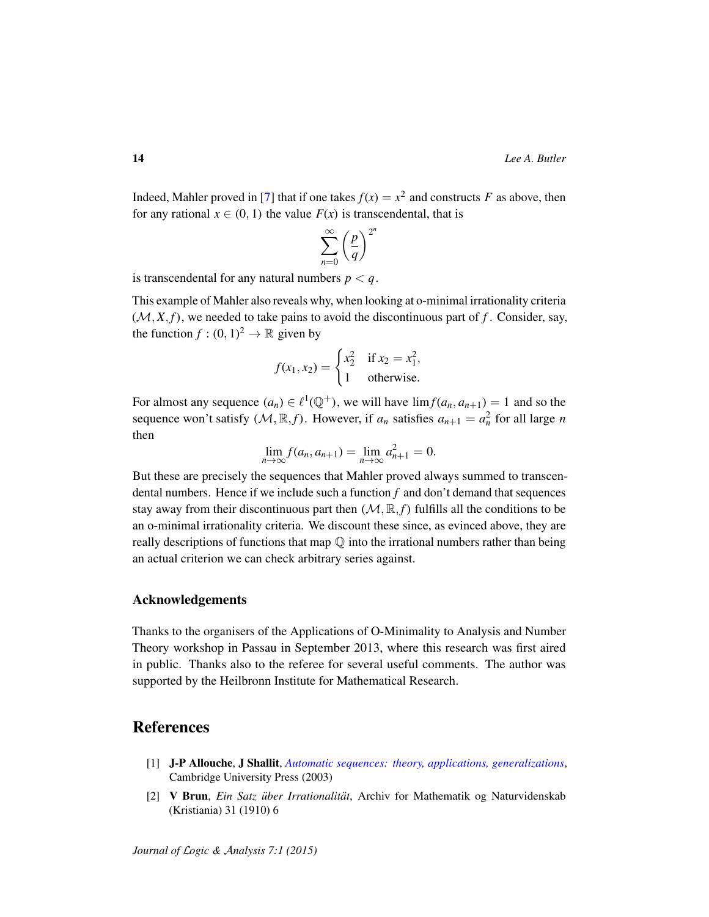Indeed, Mahler proved in [7] that if one takes $f(x) = x^2$ and constructs $F$ as above, then for any rational $x \in (0,1)$ the value $F(x)$ is transcendental, that is

$$\sum_{n=0}^{\infty} \left(\frac{p}{q}\right)^{2^n}$$

is transcendental for any natural numbers $p < q$.

This example of Mahler also reveals why, when looking at o-minimal irrationality criteria $(\mathcal{M}, X, f)$, we needed to take pains to avoid the discontinuous part of $f$. Consider, say, the function $f : (0,1)^2 \to \mathbb{R}$ given by

$$f(x_1, x_2) = \begin{cases} x_2^2 & \text{if } x_2 = x_1^2, \\ 1 & \text{otherwise.} \end{cases}$$

For almost any sequence $(a_n) \in \ell^1(\mathbb{Q}^+)$, we will have $\lim f(a_n, a_{n+1}) = 1$ and so the sequence won't satisfy $(\mathcal{M}, \mathbb{R}, f)$. However, if $a_n$ satisfies $a_{n+1} = a_n^2$ for all large $n$ then

$$\lim_{n\to\infty} f(a_n, a_{n+1}) = \lim_{n\to\infty} a_{n+1}^2 = 0.$$

But these are precisely the sequences that Mahler proved always summed to transcendental numbers. Hence if we include such a function $f$ and don't demand that sequences stay away from their discontinuous part then $(\mathcal{M}, \mathbb{R}, f)$ fulfills all the conditions to be an o-minimal irrationality criteria. We discount these since, as evinced above, they are really descriptions of functions that map $\mathbb{Q}$ into the irrational numbers rather than being an actual criterion we can check arbitrary series against.

### Acknowledgements

Thanks to the organisers of the Applications of O-Minimality to Analysis and Number Theory workshop in Passau in September 2013, where this research was first aired in public. Thanks also to the referee for several useful comments. The author was supported by the Heilbronn Institute for Mathematical Research.

## References

[1] **J-P Allouche**, **J Shallit**, *Automatic sequences: theory, applications, generalizations*, Cambridge University Press (2003)

[2] **V Brun**, *Ein Satz über Irrationalität*, Archiv for Mathematik og Naturvidenskab (Kristiania) 31 (1910) 6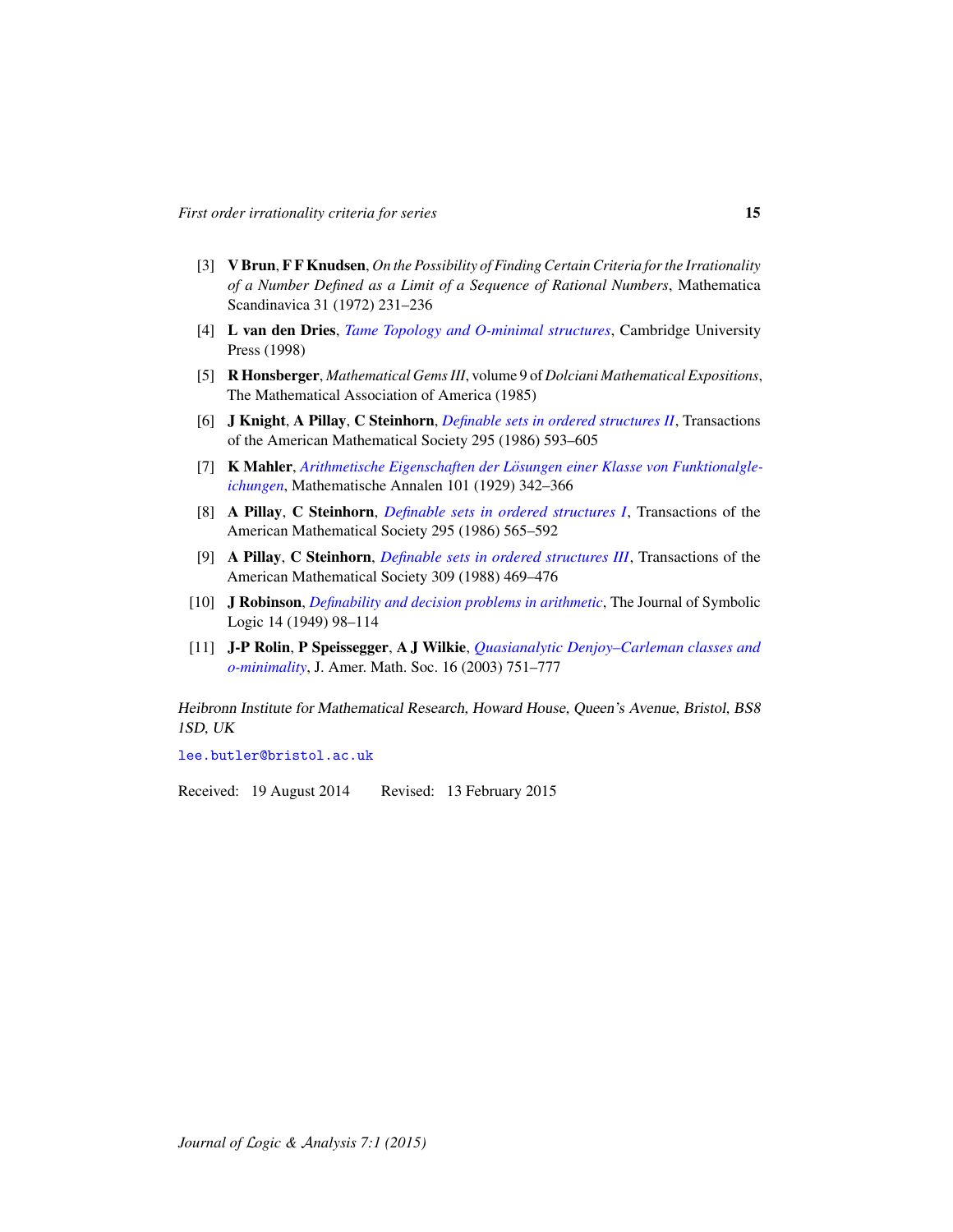[3] **V Brun**, **F F Knudsen**, *On the Possibility of Finding Certain Criteria for the Irrationality of a Number Defined as a Limit of a Sequence of Rational Numbers*, Mathematica Scandinavica 31 (1972) 231–236

[4] **L van den Dries**, *Tame Topology and O-minimal structures*, Cambridge University Press (1998)

[5] **R Honsberger**, *Mathematical Gems III*, volume 9 of *Dolciani Mathematical Expositions*, The Mathematical Association of America (1985)

[6] **J Knight**, **A Pillay**, **C Steinhorn**, *Definable sets in ordered structures II*, Transactions of the American Mathematical Society 295 (1986) 593–605

[7] **K Mahler**, *Arithmetische Eigenschaften der Lösungen einer Klasse von Funktionalgleichungen*, Mathematische Annalen 101 (1929) 342–366

[8] **A Pillay**, **C Steinhorn**, *Definable sets in ordered structures I*, Transactions of the American Mathematical Society 295 (1986) 565–592

[9] **A Pillay**, **C Steinhorn**, *Definable sets in ordered structures III*, Transactions of the American Mathematical Society 309 (1988) 469–476

[10] **J Robinson**, *Definability and decision problems in arithmetic*, The Journal of Symbolic Logic 14 (1949) 98–114

[11] **J-P Rolin**, **P Speissegger**, **A J Wilkie**, *Quasianalytic Denjoy–Carleman classes and o-minimality*, J. Amer. Math. Soc. 16 (2003) 751–777

*Heibronn Institute for Mathematical Research, Howard House, Queen's Avenue, Bristol, BS8 1SD, UK*

lee.butler@bristol.ac.uk

Received: 19 August 2014 Revised: 13 February 2015